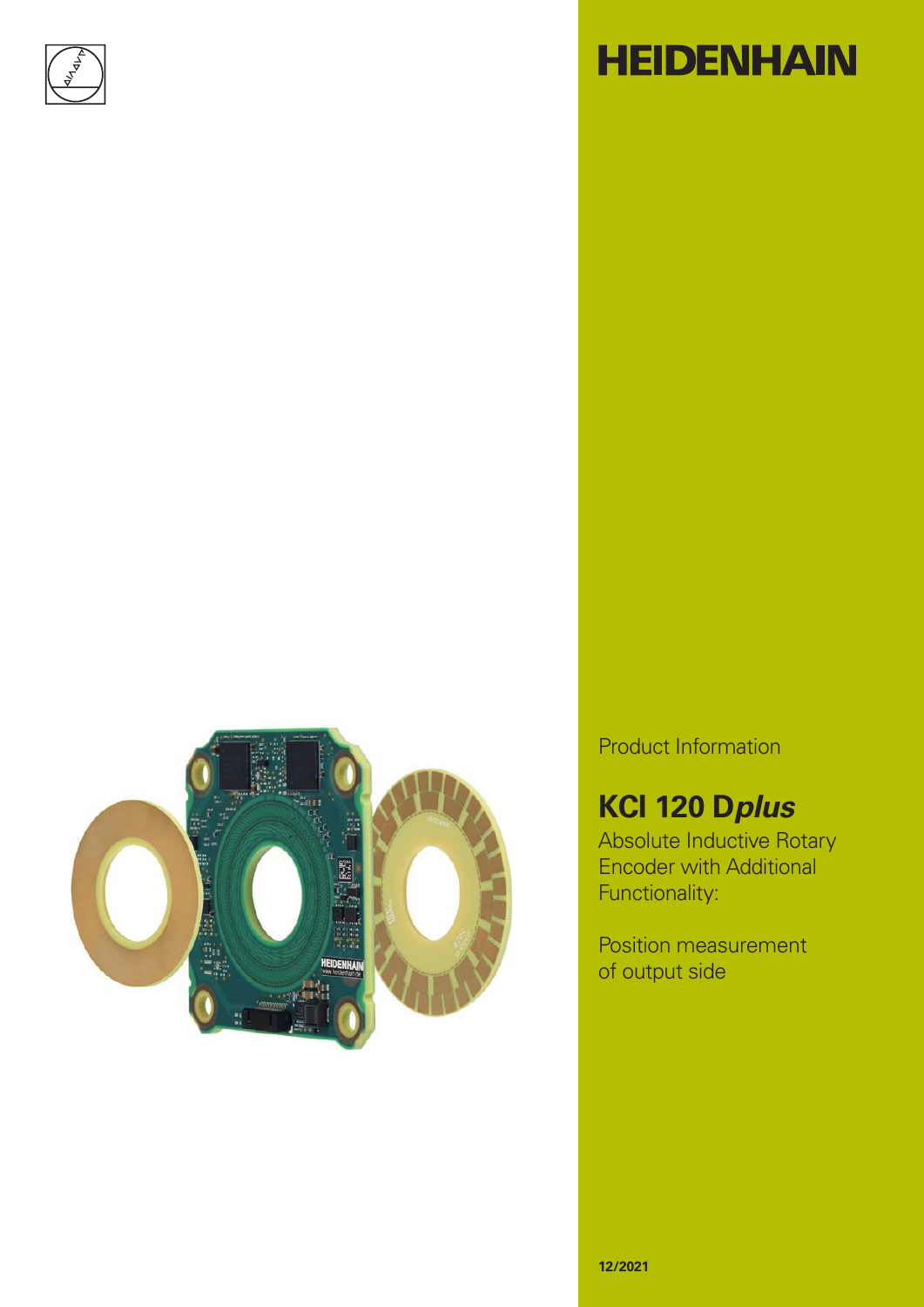HEIDENHAIN

Product Information

# KCI 120 D*plus*

Absolute Inductive Rotary Encoder with Additional Functionality:

Position measurement of output side

12/2021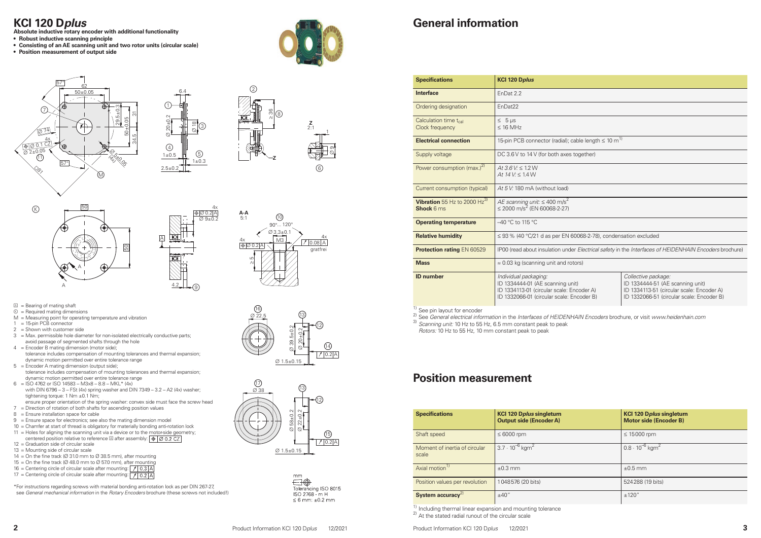# KCI 120 D*plus*

**Absolute inductive rotary encoder with additional functionality**

- **Robust inductive scanning principle**
- **Consisting of an AE scanning unit and two rotor units (circular scale)**
- **Position measurement of output side**

Ⓐ = Bearing of mating shaft
Ⓚ = Required mating dimensions
M = Measuring point for operating temperature and vibration
1 = 15-pin PCB connector
2 = Shown with customer side
3 = Max. permissible hole diameter for non-isolated electrically conductive parts; avoid passage of segmented shafts through the hole
4 = Encoder B mating dimension (motor side); tolerance includes compensation of mounting tolerances and thermal expansion; dynamic motion permitted over entire tolerance range
5 = Encoder A mating dimension (output side); tolerance includes compensation of mounting tolerances and thermal expansion; dynamic motion permitted over entire tolerance range
6 = ISO 4762 or ISO 14583 – M3x8 – 8.8 – MKL* (4x) with DIN 6796 – 3 – FSt (4x) spring washer and DIN 7349 – 3.2 – A2 (4x) washer; tightening torque: 1 Nm ±0.1 Nm; ensure proper orientation of the spring washer: convex side must face the screw head
7 = Direction of rotation of both shafts for ascending position values
8 = Ensure installation space for cable
9 = Ensure space for electronics; see also the mating dimension model
10 = Chamfer at start of thread is obligatory for materially bonding anti-rotation lock
11 = Holes for aligning the scanning unit via a device or to the motor-side geometry; centered positioned relative to reference Ⓐ after assembly: ⌖ Ø 0.2 CZ
12 = Graduation side of circular scale
13 = Mounting side of circular scale
14 = On the fine track (Ø 31.0 mm to Ø 38.5 mm), after mounting
15 = On the fine track (Ø 48.0 mm to Ø 57.0 mm), after mounting
16 = Centering circle of circular scale after mounting: ↗ 0.3 A
17 = Centering circle of circular scale after mounting: ↗ 0.2 A

*For instructions regarding screws with material bonding anti-rotation lock as per DIN 267-27, see *General mechanical information* in the *Rotary Encoders* brochure (these screws not included!)

mm
Tolerancing ISO 8015
ISO 2768 - m H
≤ 6 mm: ±0.2 mm

# General information

| **Specifications** | **KCI 120 D*plus*** | |
|---|---|---|
| **Interface** | EnDat 2.2 | |
| Ordering designation | EnDat22 | |
| Calculation time $t_{cal}$<br>Clock frequency | ≤ 5 µs<br>≤ 16 MHz | |
| **Electrical connection** | 15-pin PCB connector (radial); cable length ≤ 10 m[1] | |
| Supply voltage | DC 3.6 V to 14 V (for both axes together) | |
| Power consumption (max.)[2] | *At 3.6 V:* ≤ 1.2 W<br>*At 14 V:* ≤ 1.4 W | |
| Current consumption (typical) | *At 5 V:* 180 mA (without load) | |
| **Vibration** 55 Hz to 2000 Hz[3]<br>**Shock** 6 ms | *AE scanning unit:* ≤ 400 m/s²<br>≤ 2000 m/s² (EN 60068-2-27) | |
| **Operating temperature** | –40 °C to 115 °C | |
| **Relative humidity** | ≤ 93 % (40 °C/21 d as per EN 60068-2-78), condensation excluded | |
| **Protection rating** EN 60529 | IP00 (read about insulation under *Electrical safety* in the *Interfaces of HEIDENHAIN Encoders* brochure) | |
| **Mass** | ≈ 0.03 kg (scanning unit and rotors) | |
| **ID number** | *Individual packaging:*<br>ID 1334444-01 (AE scanning unit)<br>ID 1334113-01 (circular scale: Encoder A)<br>ID 1332066-01 (circular scale: Encoder B) | *Collective package:*<br>ID 1334444-51 (AE scanning unit)<br>ID 1334113-51 (circular scale: Encoder A)<br>ID 1332066-51 (circular scale: Encoder B) |

[1] See pin layout for encoder
[2] See *General electrical information* in the *Interfaces of HEIDENHAIN Encoders* brochure, or visit *www.heidenhain.com*
[3] *Scanning unit:* 10 Hz to 55 Hz, 6.5 mm constant peak to peak
*Rotors:* 10 Hz to 55 Hz, 10 mm constant peak to peak

# Position measurement

| **Specifications** | **KCI 120 D*plus* singleturn Output side (Encoder A)** | **KCI 120 D*plus* singleturn Motor side (Encoder B)** |
|---|---|---|
| Shaft speed | ≤ 6000 rpm | ≤ 15 000 rpm |
| Moment of inertia of circular scale | $3.7 \cdot 10^{-6}$ kgm² | $0.8 \cdot 10^{-6}$ kgm² |
| Axial motion[1] | ±0.3 mm | ±0.5 mm |
| Position values per revolution | 1 048 576 (20 bits) | 524 288 (19 bits) |
| **System accuracy**[2] | ±40" | ±120" |

[1] Including thermal linear expansion and mounting tolerance
[2] At the stated radial runout of the circular scale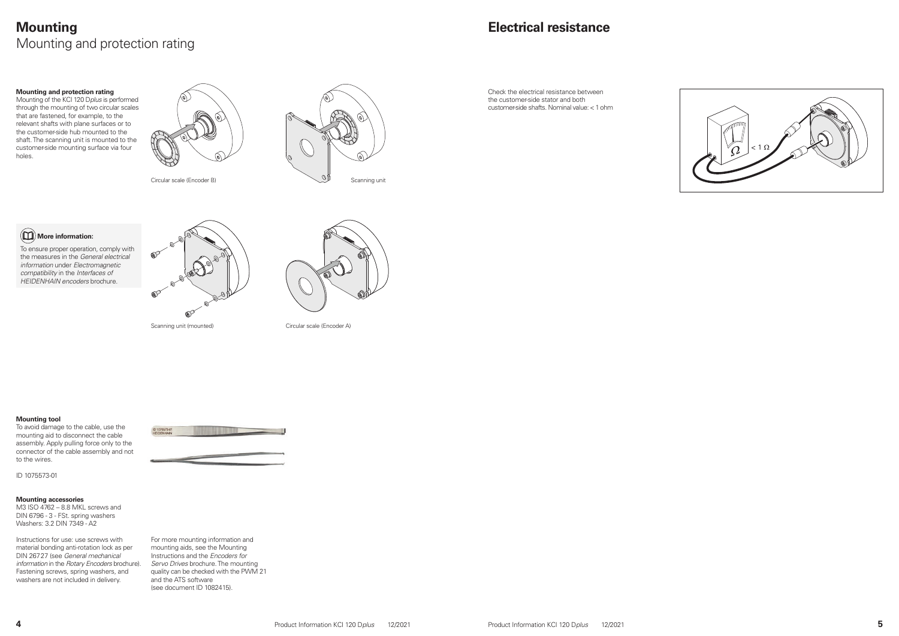# Mounting

## Mounting and protection rating

### Mounting and protection rating

Mounting of the KCI 120 D*plus* is performed through the mounting of two circular scales that are fastened, for example, to the relevant shafts with plane surfaces or to the customer-side hub mounted to the shaft. The scanning unit is mounted to the customer-side mounting surface via four holes.

Circular scale (Encoder B)

Scanning unit

Scanning unit (mounted)

Circular scale (Encoder A)

**More information:**

To ensure proper operation, comply with the measures in the *General electrical information* under *Electromagnetic compatibility* in the *Interfaces of HEIDENHAIN encoders* brochure.

### Mounting tool

To avoid damage to the cable, use the mounting aid to disconnect the cable assembly. Apply pulling force only to the connector of the cable assembly and not to the wires.

ID 1075573-01

### Mounting accessories

M3 ISO 4762 – 8.8 MKL screws and DIN 6796 - 3 - FSt. spring washers
Washers: 3.2 DIN 7349 - A2

Instructions for use: use screws with material bonding anti-rotation lock as per DIN 267 27 (see *General mechanical information* in the *Rotary Encoders* brochure). Fastening screws, spring washers, and washers are not included in delivery.

For more mounting information and mounting aids, see the Mounting Instructions and the *Encoders for Servo Drives* brochure. The mounting quality can be checked with the PWM 21 and the ATS software (see document ID 1082415).

# Electrical resistance

Check the electrical resistance between the customer-side stator and both customer-side shafts. Nominal value: < 1 ohm

< 1 Ω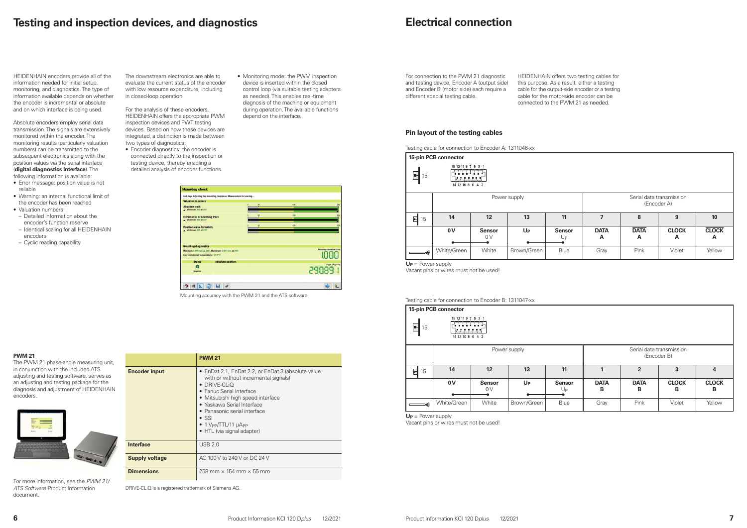# Testing and inspection devices, and diagnostics

HEIDENHAIN encoders provide all of the information needed for initial setup, monitoring, and diagnostics. The type of information available depends on whether the encoder is incremental or absolute and on which interface is being used.

Absolute encoders employ serial data transmission. The signals are extensively monitored within the encoder. The monitoring results (particularly valuation numbers) can be transmitted to the subsequent electronics along with the position values via the serial interface (**digital diagnostics interface**). The following information is available:

- Error message: position value is not reliable
- Warning: an internal functional limit of the encoder has been reached
- Valuation numbers:
  - Detailed information about the encoder's function reserve
  - Identical scaling for all HEIDENHAIN encoders
  - Cyclic reading capability

The downstream electronics are able to evaluate the current status of the encoder with low resource expenditure, including in closed-loop operation.

For the analysis of these encoders, HEIDENHAIN offers the appropriate PWM inspection devices and PWT testing devices. Based on how these devices are integrated, a distinction is made between two types of diagnostics:

- Encoder diagnostics: the encoder is connected directly to the inspection or testing device, thereby enabling a detailed analysis of encoder functions.
- Monitoring mode: the PWM inspection device is inserted within the closed control loop (via suitable testing adapters as needed). This enables real-time diagnosis of the machine or equipment during operation. The available functions depend on the interface.

Mounting accuracy with the PWM 21 and the ATS software

**PWM 21**

The PWM 21 phase-angle measuring unit, in conjunction with the included ATS adjusting and testing software, serves as an adjusting and testing package for the diagnosis and adjustment of HEIDENHAIN encoders.

For more information, see the *PWM 21/ ATS Software* Product Information document.

| | PWM 21 |
|---|---|
| **Encoder input** | • EnDat 2.1, EnDat 2.2, or EnDat 3 (absolute value with or without incremental signals)<br>• DRIVE-CLiQ<br>• Fanuc Serial Interface<br>• Mitsubishi high speed interface<br>• Yaskawa Serial Interface<br>• Panasonic serial interface<br>• SSI<br>• 1 $V_{PP}$/TTL/11 $\mu A_{PP}$<br>• HTL (via signal adapter) |
| **Interface** | USB 2.0 |
| **Supply voltage** | AC 100 V to 240 V or DC 24 V |
| **Dimensions** | 258 mm × 154 mm × 55 mm |

DRIVE-CLiQ is a registered trademark of Siemens AG.

# Electrical connection

For connection to the PWM 21 diagnostic and testing device, Encoder A (output side) and Encoder B (motor side) each require a different special testing cable.

HEIDENHAIN offers two testing cables for this purpose. As a result, either a testing cable for the output-side encoder or a testing cable for the motor-side encoder can be connected to the PWM 21 as needed.

## Pin layout of the testing cables

Testing cable for connection to Encoder A: 1311046-xx

**15-pin PCB connector**

| | Power supply | | | | Serial data transmission (Encoder A) | | | |
|---|---|---|---|---|---|---|---|---|
| 15 | 14 | 12 | 13 | 11 | 7 | 8 | 9 | 10 |
| | **0 V** | **Sensor** 0 V | **$U_P$** | **Sensor** $U_P$ | **DATA A** | **$\overline{\text{DATA}}$ A** | **CLOCK A** | **$\overline{\text{CLOCK}}$ A** |
| Cable | White/Green | White | Brown/Green | Blue | Gray | Pink | Violet | Yellow |

**$U_P$** = Power supply
Vacant pins or wires must not be used!

Testing cable for connection to Encoder B: 1311047-xx

**15-pin PCB connector**

| | Power supply | | | | Serial data transmission (Encoder B) | | | |
|---|---|---|---|---|---|---|---|---|
| 15 | 14 | 12 | 13 | 11 | 1 | 2 | 3 | 4 |
| | **0 V** | **Sensor** 0 V | **$U_P$** | **Sensor** $U_P$ | **DATA B** | **$\overline{\text{DATA}}$ B** | **CLOCK B** | **$\overline{\text{CLOCK}}$ B** |
| Cable | White/Green | White | Brown/Green | Blue | Gray | Pink | Violet | Yellow |

**$U_P$** = Power supply
Vacant pins or wires must not be used!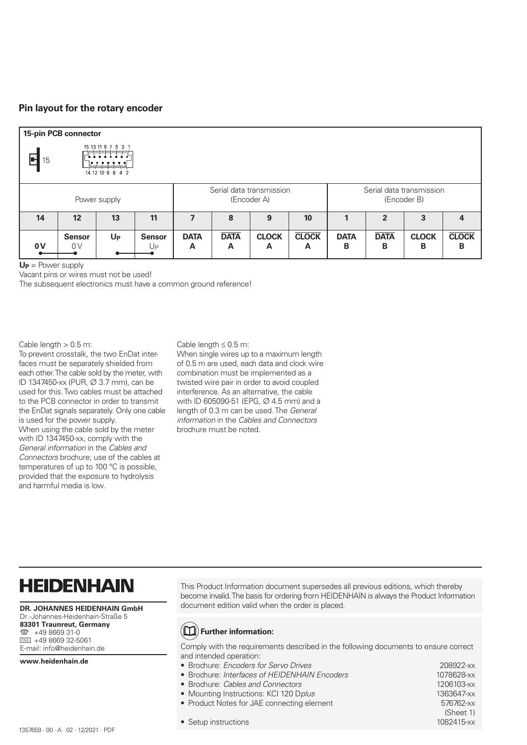## Pin layout for the rotary encoder

| **15-pin PCB connector** | | | | | | | | | | | |
|---|---|---|---|---|---|---|---|---|---|---|---|
| 15 | | 15 13 11 9 7 5 3 1 / 14 12 10 8 6 4 2 | | | | | | | | | |
| Power supply | | | | Serial data transmission (Encoder A) | | | | Serial data transmission (Encoder B) | | | |
| **14** | **12** | **13** | **11** | **7** | **8** | **9** | **10** | **1** | **2** | **3** | **4** |
| **0 V** | **Sensor** 0 V | **$U_P$** | **Sensor** $U_P$ | **DATA A** | **$\overline{\text{DATA}}$ A** | **CLOCK A** | **$\overline{\text{CLOCK}}$ A** | **DATA B** | **$\overline{\text{DATA}}$ B** | **CLOCK B** | **$\overline{\text{CLOCK}}$ B** |

**$U_P$** = Power supply
Vacant pins or wires must not be used!
The subsequent electronics must have a common ground reference!

Cable length > 0.5 m:
To prevent crosstalk, the two EnDat interfaces must be separately shielded from each other. The cable sold by the meter, with ID 1347450-xx (PUR, Ø 3.7 mm), can be used for this. Two cables must be attached to the PCB connector in order to transmit the EnDat signals separately. Only one cable is used for the power supply.
When using the cable sold by the meter with ID 1347450-xx, comply with the *General information* in the *Cables and Connectors* brochure; use of the cables at temperatures of up to 100 °C is possible, provided that the exposure to hydrolysis and harmful media is low.

Cable length ≤ 0.5 m:
When single wires up to a maximum length of 0.5 m are used, each data and clock wire combination must be implemented as a twisted wire pair in order to avoid coupled interference. As an alternative, the cable with ID 605090-51 (EPG, Ø 4.5 mm) and a length of 0.3 m can be used. The *General information* in the *Cables and Connectors* brochure must be noted.

**HEIDENHAIN**

**DR. JOHANNES HEIDENHAIN GmbH**
Dr.-Johannes-Heidenhain-Straße 5
**83301 Traunreut, Germany**
☎ +49 8669 31-0
FAX +49 8669 32-5061
E-mail: info@heidenhain.de

**www.heidenhain.de**

This Product Information document supersedes all previous editions, which thereby become invalid. The basis for ordering from HEIDENHAIN is always the Product Information document edition valid when the order is placed.

**Further information:**

Comply with the requirements described in the following documents to ensure correct and intended operation:

- Brochure: *Encoders for Servo Drives* 208922-xx
- Brochure: *Interfaces of HEIDENHAIN Encoders* 1078628-xx
- Brochure: *Cables and Connectors* 1206103-xx
- Mounting Instructions: KCI 120 D*plus* 1363647-xx
- Product Notes for JAE connecting element 576762-xx (Sheet 1)
- Setup instructions 1082415-xx

1357659 · 00 · A · 02 · 12/2021 · PDF